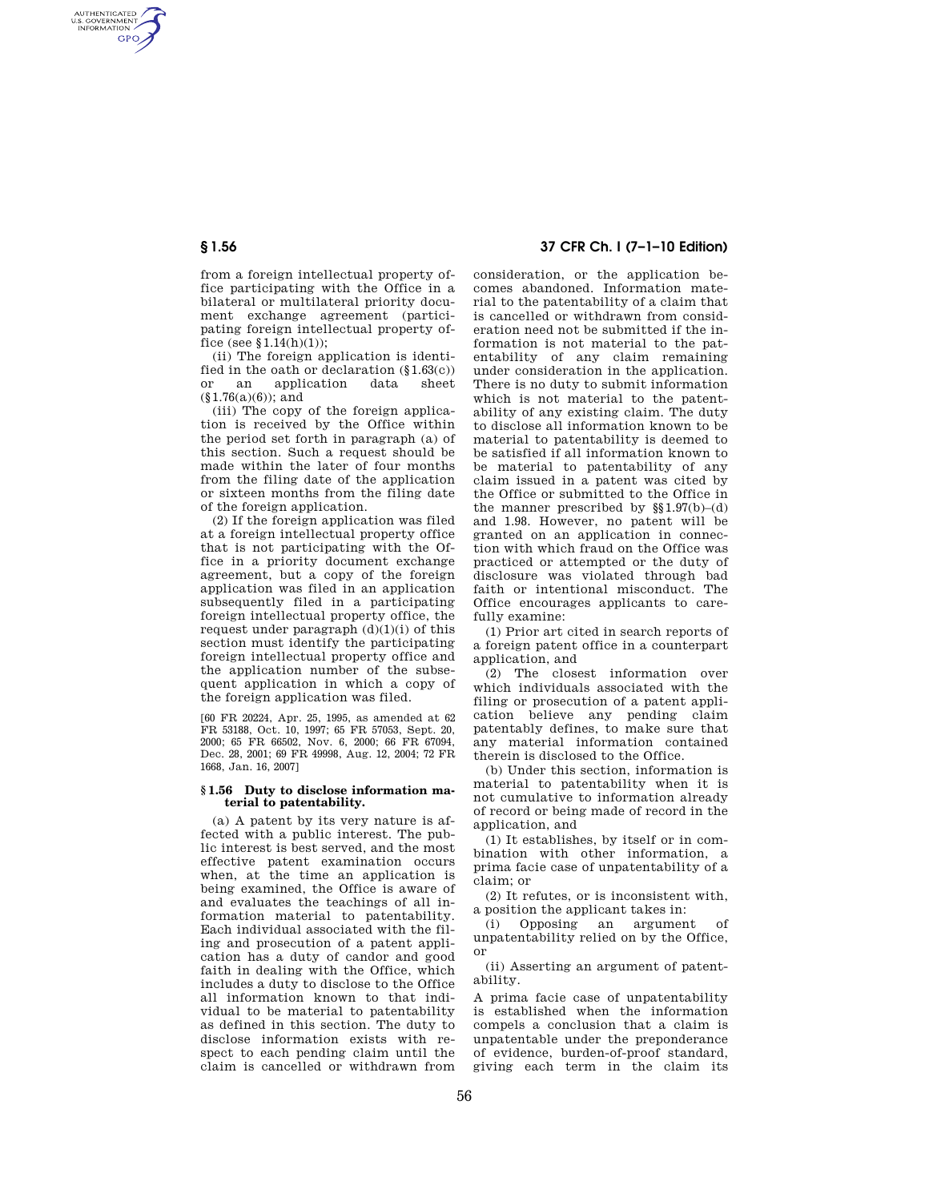from a foreign intellectual property office participating with the Office in a bilateral or multilateral priority document exchange agreement (participating foreign intellectual property office (see §1.14(h)(1));

(ii) The foreign application is identified in the oath or declaration (§1.63(c)) or an application data sheet (§1.76(a)(6)); and

(iii) The copy of the foreign application is received by the Office within the period set forth in paragraph (a) of this section. Such a request should be made within the later of four months from the filing date of the application or sixteen months from the filing date of the foreign application.

(2) If the foreign application was filed at a foreign intellectual property office that is not participating with the Office in a priority document exchange agreement, but a copy of the foreign application was filed in an application subsequently filed in a participating foreign intellectual property office, the request under paragraph (d)(1)(i) of this section must identify the participating foreign intellectual property office and the application number of the subsequent application in which a copy of the foreign application was filed.

[60 FR 20224, Apr. 25, 1995, as amended at 62 FR 53188, Oct. 10, 1997; 65 FR 57053, Sept. 20, 2000; 65 FR 66502, Nov. 6, 2000; 66 FR 67094, Dec. 28, 2001; 69 FR 49998, Aug. 12, 2004; 72 FR 1668, Jan. 16, 2007]

### §1.56 Duty to disclose information material to patentability.

(a) A patent by its very nature is affected with a public interest. The public interest is best served, and the most effective patent examination occurs when, at the time an application is being examined, the Office is aware of and evaluates the teachings of all information material to patentability. Each individual associated with the filing and prosecution of a patent application has a duty of candor and good faith in dealing with the Office, which includes a duty to disclose to the Office all information known to that individual to be material to patentability as defined in this section. The duty to disclose information exists with respect to each pending claim until the claim is cancelled or withdrawn from consideration, or the application becomes abandoned. Information material to the patentability of a claim that is cancelled or withdrawn from consideration need not be submitted if the information is not material to the patentability of any claim remaining under consideration in the application. There is no duty to submit information which is not material to the patentability of any existing claim. The duty to disclose all information known to be material to patentability is deemed to be satisfied if all information known to be material to patentability of any claim issued in a patent was cited by the Office or submitted to the Office in the manner prescribed by §§1.97(b)–(d) and 1.98. However, no patent will be granted on an application in connection with which fraud on the Office was practiced or attempted or the duty of disclosure was violated through bad faith or intentional misconduct. The Office encourages applicants to carefully examine:

(1) Prior art cited in search reports of a foreign patent office in a counterpart application, and

(2) The closest information over which individuals associated with the filing or prosecution of a patent application believe any pending claim patentably defines, to make sure that any material information contained therein is disclosed to the Office.

(b) Under this section, information is material to patentability when it is not cumulative to information already of record or being made of record in the application, and

(1) It establishes, by itself or in combination with other information, a prima facie case of unpatentability of a claim; or

(2) It refutes, or is inconsistent with, a position the applicant takes in:

(i) Opposing an argument of unpatentability relied on by the Office, or

(ii) Asserting an argument of patentability.

A prima facie case of unpatentability is established when the information compels a conclusion that a claim is unpatentable under the preponderance of evidence, burden-of-proof standard, giving each term in the claim its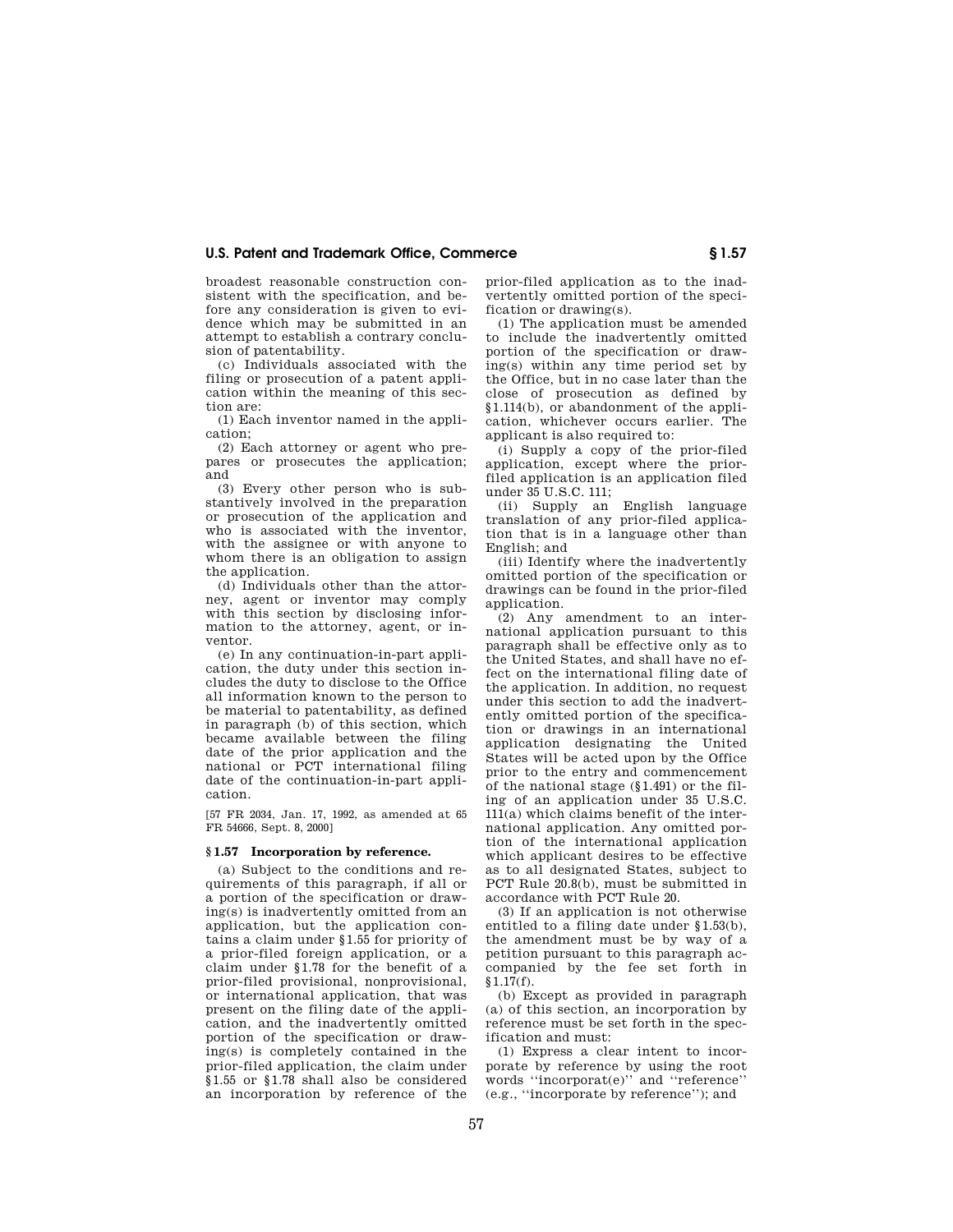broadest reasonable construction consistent with the specification, and before any consideration is given to evidence which may be submitted in an attempt to establish a contrary conclusion of patentability.

(c) Individuals associated with the filing or prosecution of a patent application within the meaning of this section are:

(1) Each inventor named in the application;

(2) Each attorney or agent who prepares or prosecutes the application; and

(3) Every other person who is substantively involved in the preparation or prosecution of the application and who is associated with the inventor, with the assignee or with anyone to whom there is an obligation to assign the application.

(d) Individuals other than the attorney, agent or inventor may comply with this section by disclosing information to the attorney, agent, or inventor.

(e) In any continuation-in-part application, the duty under this section includes the duty to disclose to the Office all information known to the person to be material to patentability, as defined in paragraph (b) of this section, which became available between the filing date of the prior application and the national or PCT international filing date of the continuation-in-part application.

[57 FR 2034, Jan. 17, 1992, as amended at 65 FR 54666, Sept. 8, 2000]

## § 1.57 Incorporation by reference.

(a) Subject to the conditions and requirements of this paragraph, if all or a portion of the specification or drawing(s) is inadvertently omitted from an application, but the application contains a claim under §1.55 for priority of a prior-filed foreign application, or a claim under §1.78 for the benefit of a prior-filed provisional, nonprovisional, or international application, that was present on the filing date of the application, and the inadvertently omitted portion of the specification or drawing(s) is completely contained in the prior-filed application, the claim under §1.55 or §1.78 shall also be considered an incorporation by reference of the prior-filed application as to the inadvertently omitted portion of the specification or drawing(s).

(1) The application must be amended to include the inadvertently omitted portion of the specification or drawing(s) within any time period set by the Office, but in no case later than the close of prosecution as defined by §1.114(b), or abandonment of the application, whichever occurs earlier. The applicant is also required to:

(i) Supply a copy of the prior-filed application, except where the prior-filed application is an application filed under 35 U.S.C. 111;

(ii) Supply an English language translation of any prior-filed application that is in a language other than English; and

(iii) Identify where the inadvertently omitted portion of the specification or drawings can be found in the prior-filed application.

(2) Any amendment to an international application pursuant to this paragraph shall be effective only as to the United States, and shall have no effect on the international filing date of the application. In addition, no request under this section to add the inadvertently omitted portion of the specification or drawings in an international application designating the United States will be acted upon by the Office prior to the entry and commencement of the national stage (§1.491) or the filing of an application under 35 U.S.C. 111(a) which claims benefit of the international application. Any omitted portion of the international application which applicant desires to be effective as to all designated States, subject to PCT Rule 20.8(b), must be submitted in accordance with PCT Rule 20.

(3) If an application is not otherwise entitled to a filing date under §1.53(b), the amendment must be by way of a petition pursuant to this paragraph accompanied by the fee set forth in §1.17(f).

(b) Except as provided in paragraph (a) of this section, an incorporation by reference must be set forth in the specification and must:

(1) Express a clear intent to incorporate by reference by using the root words "incorporat(e)" and "reference" (e.g., "incorporate by reference"); and